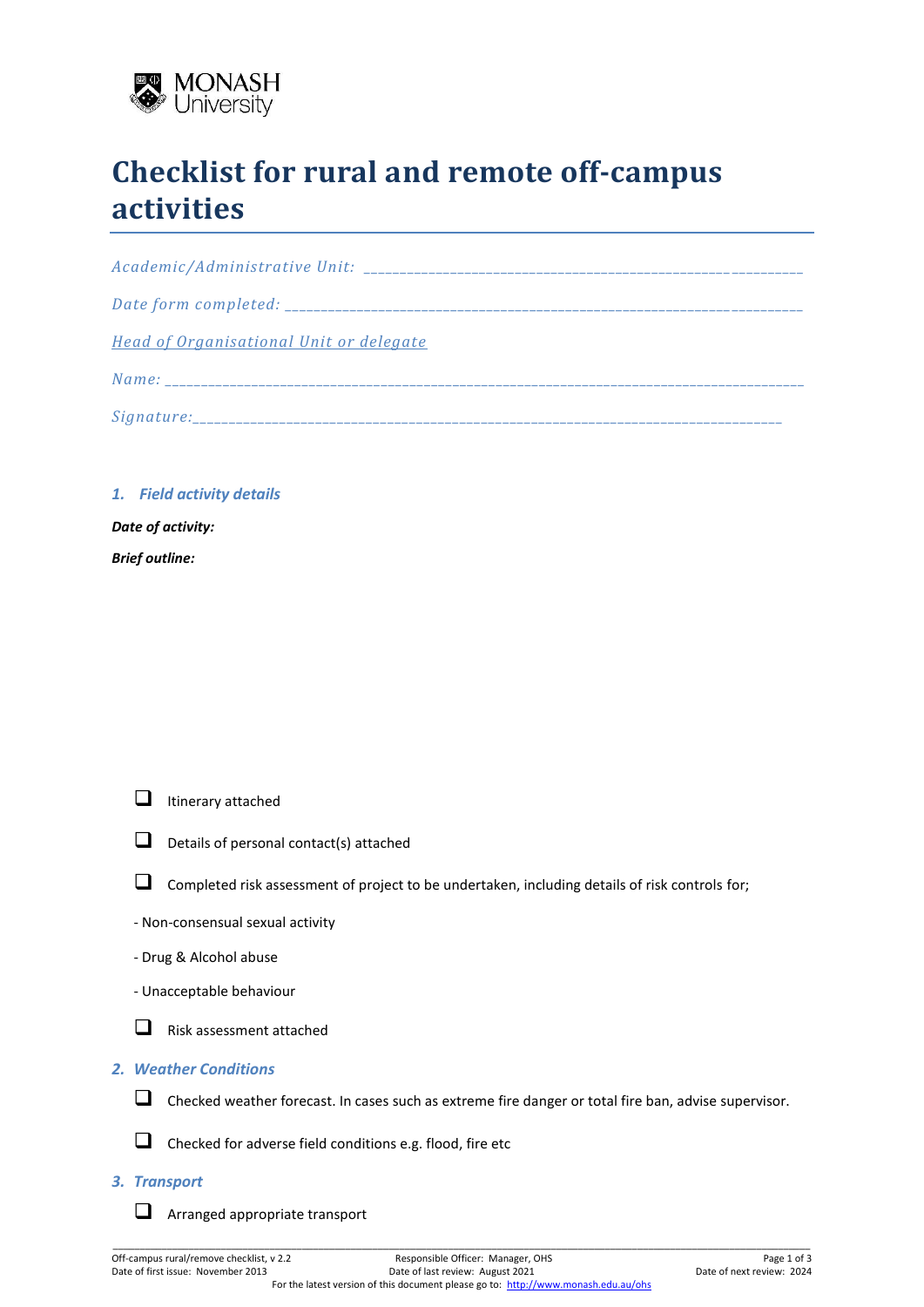MONASH University

# Checklist for rural and remote off-campus activities

*Academic/Administrative Unit:* ______________________________________________________________

*Date form completed:* ______________________________________________________________________

*Head of Organisational Unit or delegate*

*Name:* _____________________________________________________________________________________

*Signature:*_________________________________________________________________________________

## 1. Field activity details

***Date of activity:***

***Brief outline:***

- ❑ Itinerary attached
- ❑ Details of personal contact(s) attached
- ❑ Completed risk assessment of project to be undertaken, including details of risk controls for;

- Non-consensual sexual activity
- Drug & Alcohol abuse
- Unacceptable behaviour

- ❑ Risk assessment attached

## 2. Weather Conditions

- ❑ Checked weather forecast. In cases such as extreme fire danger or total fire ban, advise supervisor.
- ❑ Checked for adverse field conditions e.g. flood, fire etc

## 3. Transport

- ❑ Arranged appropriate transport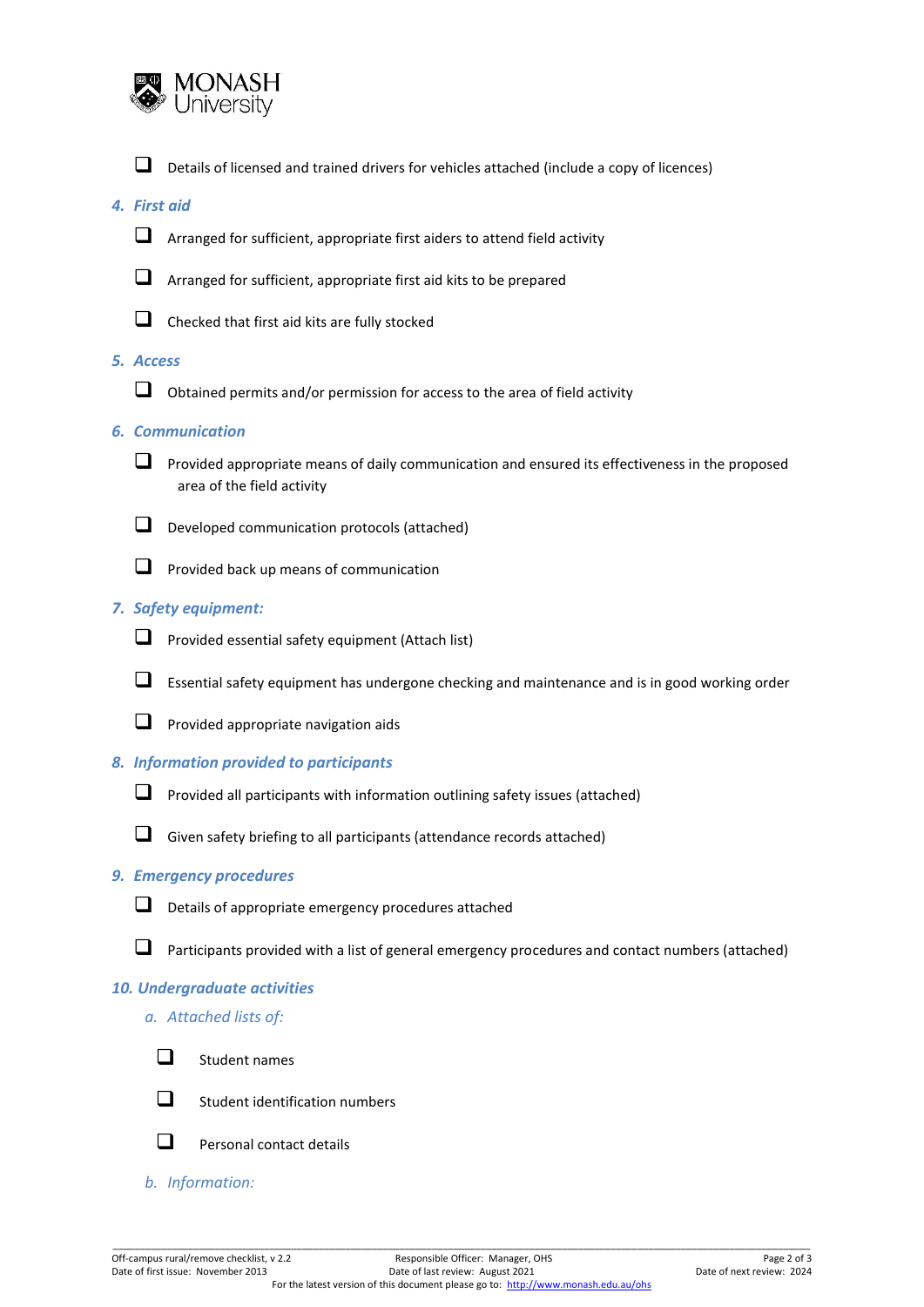- [ ] Details of licensed and trained drivers for vehicles attached (include a copy of licences)

### *4. First aid*

- [ ] Arranged for sufficient, appropriate first aiders to attend field activity
- [ ] Arranged for sufficient, appropriate first aid kits to be prepared
- [ ] Checked that first aid kits are fully stocked

### *5. Access*

- [ ] Obtained permits and/or permission for access to the area of field activity

### *6. Communication*

- [ ] Provided appropriate means of daily communication and ensured its effectiveness in the proposed area of the field activity
- [ ] Developed communication protocols (attached)
- [ ] Provided back up means of communication

### *7. Safety equipment:*

- [ ] Provided essential safety equipment (Attach list)
- [ ] Essential safety equipment has undergone checking and maintenance and is in good working order
- [ ] Provided appropriate navigation aids

### *8. Information provided to participants*

- [ ] Provided all participants with information outlining safety issues (attached)
- [ ] Given safety briefing to all participants (attendance records attached)

### *9. Emergency procedures*

- [ ] Details of appropriate emergency procedures attached
- [ ] Participants provided with a list of general emergency procedures and contact numbers (attached)

### *10. Undergraduate activities*

*a. Attached lists of:*

- [ ] Student names
- [ ] Student identification numbers
- [ ] Personal contact details

*b. Information:*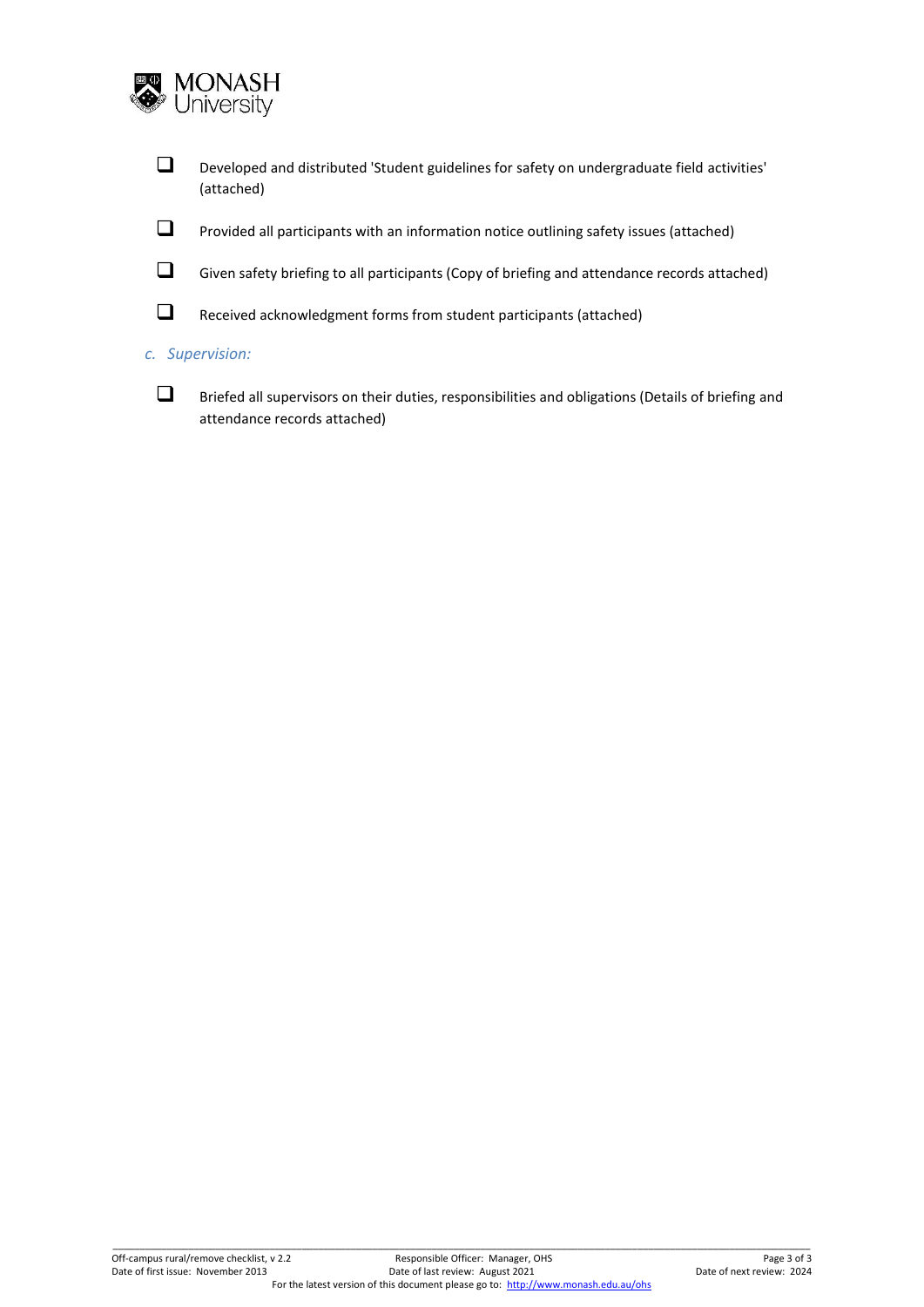- [ ] Developed and distributed 'Student guidelines for safety on undergraduate field activities' (attached)
- [ ] Provided all participants with an information notice outlining safety issues (attached)
- [ ] Given safety briefing to all participants (Copy of briefing and attendance records attached)
- [ ] Received acknowledgment forms from student participants (attached)

*c. Supervision:*

- [ ] Briefed all supervisors on their duties, responsibilities and obligations (Details of briefing and attendance records attached)